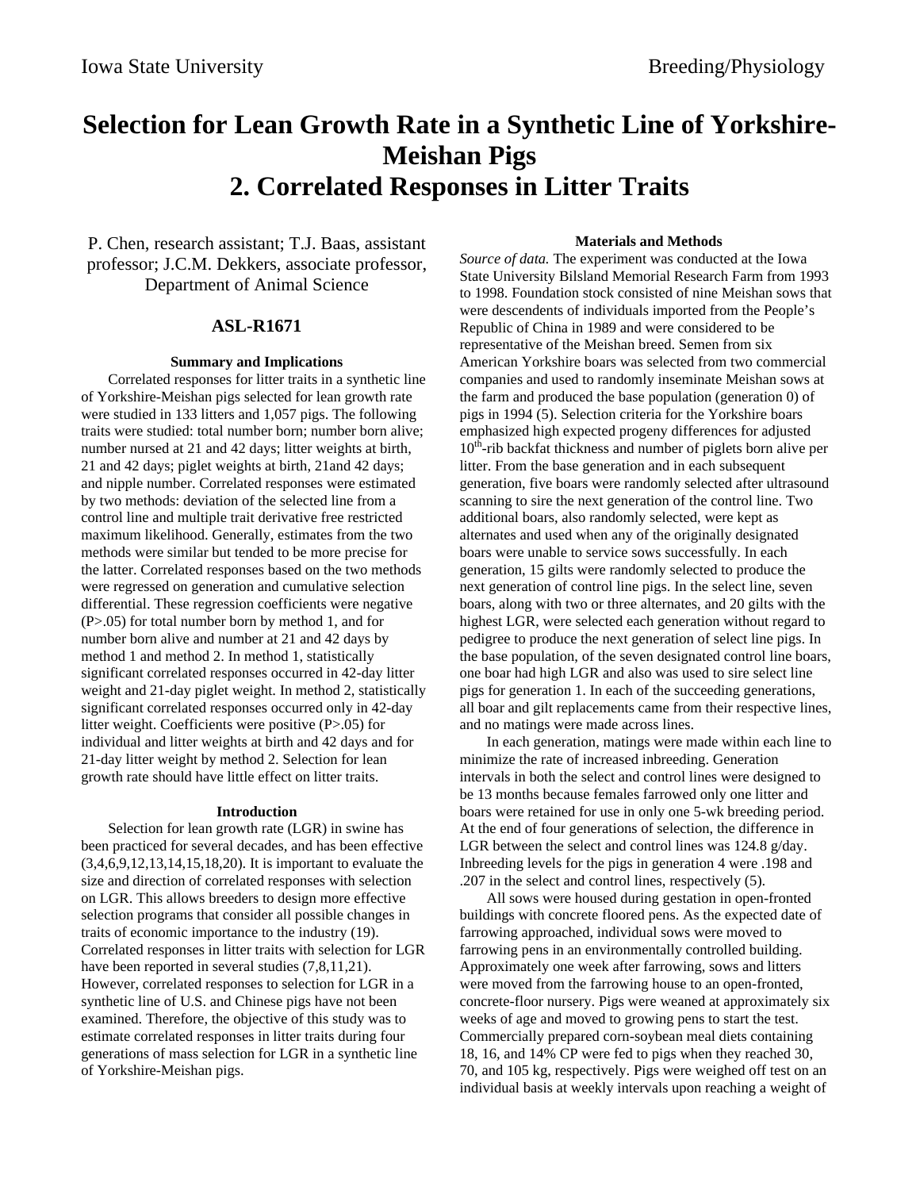Iowa State University Breeding/Physiology

# Selection for Lean Growth Rate in a Synthetic Line of Yorkshire-Meishan Pigs
# 2. Correlated Responses in Litter Traits

P. Chen, research assistant; T.J. Baas, assistant professor; J.C.M. Dekkers, associate professor, Department of Animal Science

## ASL-R1671

### Summary and Implications

Correlated responses for litter traits in a synthetic line of Yorkshire-Meishan pigs selected for lean growth rate were studied in 133 litters and 1,057 pigs. The following traits were studied: total number born; number born alive; number nursed at 21 and 42 days; litter weights at birth, 21 and 42 days; piglet weights at birth, 21and 42 days; and nipple number. Correlated responses were estimated by two methods: deviation of the selected line from a control line and multiple trait derivative free restricted maximum likelihood. Generally, estimates from the two methods were similar but tended to be more precise for the latter. Correlated responses based on the two methods were regressed on generation and cumulative selection differential. These regression coefficients were negative ($P>.05$) for total number born by method 1, and for number born alive and number at 21 and 42 days by method 1 and method 2. In method 1, statistically significant correlated responses occurred in 42-day litter weight and 21-day piglet weight. In method 2, statistically significant correlated responses occurred only in 42-day litter weight. Coefficients were positive ($P>.05$) for individual and litter weights at birth and 42 days and for 21-day litter weight by method 2. Selection for lean growth rate should have little effect on litter traits.

### Introduction

Selection for lean growth rate (LGR) in swine has been practiced for several decades, and has been effective (3,4,6,9,12,13,14,15,18,20). It is important to evaluate the size and direction of correlated responses with selection on LGR. This allows breeders to design more effective selection programs that consider all possible changes in traits of economic importance to the industry (19). Correlated responses in litter traits with selection for LGR have been reported in several studies (7,8,11,21). However, correlated responses to selection for LGR in a synthetic line of U.S. and Chinese pigs have not been examined. Therefore, the objective of this study was to estimate correlated responses in litter traits during four generations of mass selection for LGR in a synthetic line of Yorkshire-Meishan pigs.

### Materials and Methods

*Source of data.* The experiment was conducted at the Iowa State University Bilsland Memorial Research Farm from 1993 to 1998. Foundation stock consisted of nine Meishan sows that were descendents of individuals imported from the People's Republic of China in 1989 and were considered to be representative of the Meishan breed. Semen from six American Yorkshire boars was selected from two commercial companies and used to randomly inseminate Meishan sows at the farm and produced the base population (generation 0) of pigs in 1994 (5). Selection criteria for the Yorkshire boars emphasized high expected progeny differences for adjusted $10^{th}$-rib backfat thickness and number of piglets born alive per litter. From the base generation and in each subsequent generation, five boars were randomly selected after ultrasound scanning to sire the next generation of the control line. Two additional boars, also randomly selected, were kept as alternates and used when any of the originally designated boars were unable to service sows successfully. In each generation, 15 gilts were randomly selected to produce the next generation of control line pigs. In the select line, seven boars, along with two or three alternates, and 20 gilts with the highest LGR, were selected each generation without regard to pedigree to produce the next generation of select line pigs. In the base population, of the seven designated control line boars, one boar had high LGR and also was used to sire select line pigs for generation 1. In each of the succeeding generations, all boar and gilt replacements came from their respective lines, and no matings were made across lines.

In each generation, matings were made within each line to minimize the rate of increased inbreeding. Generation intervals in both the select and control lines were designed to be 13 months because females farrowed only one litter and boars were retained for use in only one 5-wk breeding period. At the end of four generations of selection, the difference in LGR between the select and control lines was 124.8 g/day. Inbreeding levels for the pigs in generation 4 were .198 and .207 in the select and control lines, respectively (5).

All sows were housed during gestation in open-fronted buildings with concrete floored pens. As the expected date of farrowing approached, individual sows were moved to farrowing pens in an environmentally controlled building. Approximately one week after farrowing, sows and litters were moved from the farrowing house to an open-fronted, concrete-floor nursery. Pigs were weaned at approximately six weeks of age and moved to growing pens to start the test. Commercially prepared corn-soybean meal diets containing 18, 16, and 14% CP were fed to pigs when they reached 30, 70, and 105 kg, respectively. Pigs were weighed off test on an individual basis at weekly intervals upon reaching a weight of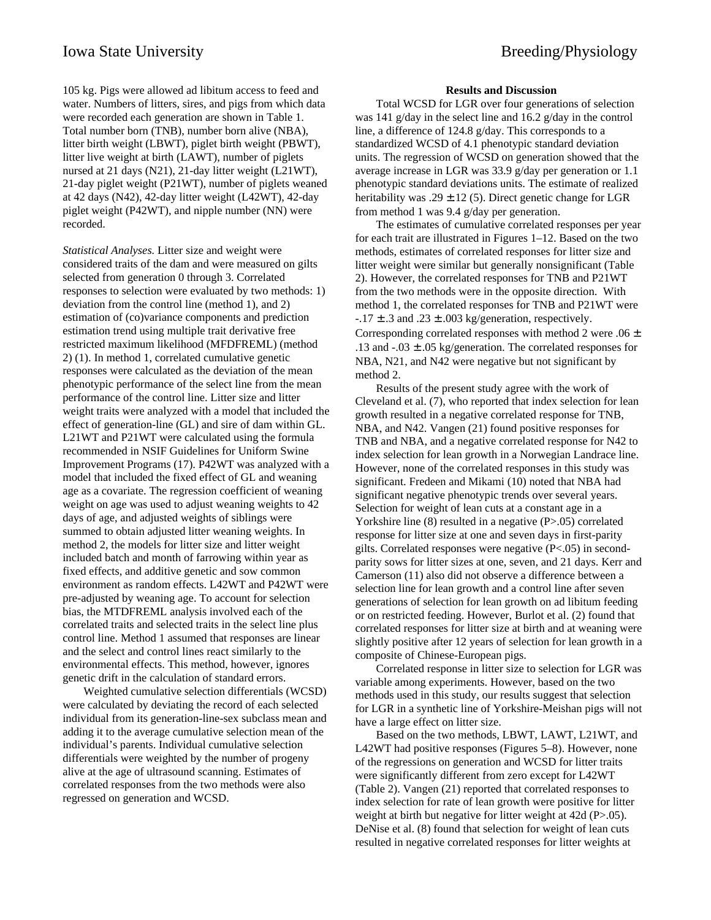105 kg. Pigs were allowed ad libitum access to feed and water. Numbers of litters, sires, and pigs from which data were recorded each generation are shown in Table 1. Total number born (TNB), number born alive (NBA), litter birth weight (LBWT), piglet birth weight (PBWT), litter live weight at birth (LAWT), number of piglets nursed at 21 days (N21), 21-day litter weight (L21WT), 21-day piglet weight (P21WT), number of piglets weaned at 42 days (N42), 42-day litter weight (L42WT), 42-day piglet weight (P42WT), and nipple number (NN) were recorded.

*Statistical Analyses.* Litter size and weight were considered traits of the dam and were measured on gilts selected from generation 0 through 3. Correlated responses to selection were evaluated by two methods: 1) deviation from the control line (method 1), and 2) estimation of (co)variance components and prediction estimation trend using multiple trait derivative free restricted maximum likelihood (MFDFREML) (method 2) (1). In method 1, correlated cumulative genetic responses were calculated as the deviation of the mean phenotypic performance of the select line from the mean performance of the control line. Litter size and litter weight traits were analyzed with a model that included the effect of generation-line (GL) and sire of dam within GL. L21WT and P21WT were calculated using the formula recommended in NSIF Guidelines for Uniform Swine Improvement Programs (17). P42WT was analyzed with a model that included the fixed effect of GL and weaning age as a covariate. The regression coefficient of weaning weight on age was used to adjust weaning weights to 42 days of age, and adjusted weights of siblings were summed to obtain adjusted litter weaning weights. In method 2, the models for litter size and litter weight included batch and month of farrowing within year as fixed effects, and additive genetic and sow common environment as random effects. L42WT and P42WT were pre-adjusted by weaning age. To account for selection bias, the MTDFREML analysis involved each of the correlated traits and selected traits in the select line plus control line. Method 1 assumed that responses are linear and the select and control lines react similarly to the environmental effects. This method, however, ignores genetic drift in the calculation of standard errors.

Weighted cumulative selection differentials (WCSD) were calculated by deviating the record of each selected individual from its generation-line-sex subclass mean and adding it to the average cumulative selection mean of the individual's parents. Individual cumulative selection differentials were weighted by the number of progeny alive at the age of ultrasound scanning. Estimates of correlated responses from the two methods were also regressed on generation and WCSD.

## Results and Discussion

Total WCSD for LGR over four generations of selection was 141 g/day in the select line and 16.2 g/day in the control line, a difference of 124.8 g/day. This corresponds to a standardized WCSD of 4.1 phenotypic standard deviation units. The regression of WCSD on generation showed that the average increase in LGR was 33.9 g/day per generation or 1.1 phenotypic standard deviations units. The estimate of realized heritability was .29 ± 12 (5). Direct genetic change for LGR from method 1 was 9.4 g/day per generation.

The estimates of cumulative correlated responses per year for each trait are illustrated in Figures 1–12. Based on the two methods, estimates of correlated responses for litter size and litter weight were similar but generally nonsignificant (Table 2). However, the correlated responses for TNB and P21WT from the two methods were in the opposite direction. With method 1, the correlated responses for TNB and P21WT were -.17 ± .3 and .23 ± .003 kg/generation, respectively. Corresponding correlated responses with method 2 were .06 ± .13 and -.03 ± .05 kg/generation. The correlated responses for NBA, N21, and N42 were negative but not significant by method 2.

Results of the present study agree with the work of Cleveland et al. (7), who reported that index selection for lean growth resulted in a negative correlated response for TNB, NBA, and N42. Vangen (21) found positive responses for TNB and NBA, and a negative correlated response for N42 to index selection for lean growth in a Norwegian Landrace line. However, none of the correlated responses in this study was significant. Fredeen and Mikami (10) noted that NBA had significant negative phenotypic trends over several years. Selection for weight of lean cuts at a constant age in a Yorkshire line (8) resulted in a negative (P>.05) correlated response for litter size at one and seven days in first-parity gilts. Correlated responses were negative (P<.05) in second-parity sows for litter sizes at one, seven, and 21 days. Kerr and Camerson (11) also did not observe a difference between a selection line for lean growth and a control line after seven generations of selection for lean growth on ad libitum feeding or on restricted feeding. However, Burlot et al. (2) found that correlated responses for litter size at birth and at weaning were slightly positive after 12 years of selection for lean growth in a composite of Chinese-European pigs.

Correlated response in litter size to selection for LGR was variable among experiments. However, based on the two methods used in this study, our results suggest that selection for LGR in a synthetic line of Yorkshire-Meishan pigs will not have a large effect on litter size.

Based on the two methods, LBWT, LAWT, L21WT, and L42WT had positive responses (Figures 5–8). However, none of the regressions on generation and WCSD for litter traits were significantly different from zero except for L42WT (Table 2). Vangen (21) reported that correlated responses to index selection for rate of lean growth were positive for litter weight at birth but negative for litter weight at 42d (P>.05). DeNise et al. (8) found that selection for weight of lean cuts resulted in negative correlated responses for litter weights at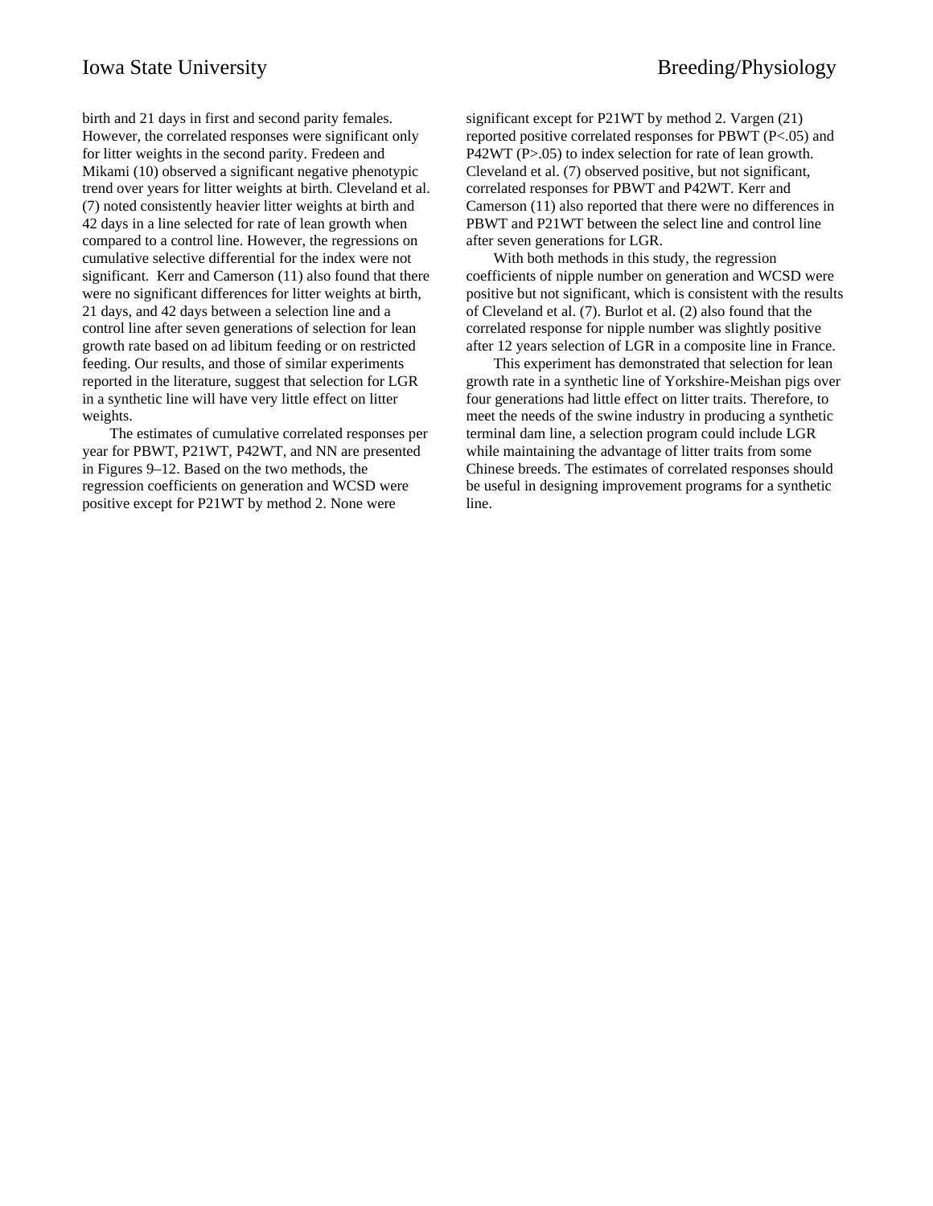birth and 21 days in first and second parity females. However, the correlated responses were significant only for litter weights in the second parity. Fredeen and Mikami (10) observed a significant negative phenotypic trend over years for litter weights at birth. Cleveland et al. (7) noted consistently heavier litter weights at birth and 42 days in a line selected for rate of lean growth when compared to a control line. However, the regressions on cumulative selective differential for the index were not significant. Kerr and Camerson (11) also found that there were no significant differences for litter weights at birth, 21 days, and 42 days between a selection line and a control line after seven generations of selection for lean growth rate based on ad libitum feeding or on restricted feeding. Our results, and those of similar experiments reported in the literature, suggest that selection for LGR in a synthetic line will have very little effect on litter weights.

The estimates of cumulative correlated responses per year for PBWT, P21WT, P42WT, and NN are presented in Figures 9–12. Based on the two methods, the regression coefficients on generation and WCSD were positive except for P21WT by method 2. None were significant except for P21WT by method 2. Vargen (21) reported positive correlated responses for PBWT ($P<.05$) and P42WT ($P>.05$) to index selection for rate of lean growth. Cleveland et al. (7) observed positive, but not significant, correlated responses for PBWT and P42WT. Kerr and Camerson (11) also reported that there were no differences in PBWT and P21WT between the select line and control line after seven generations for LGR.

With both methods in this study, the regression coefficients of nipple number on generation and WCSD were positive but not significant, which is consistent with the results of Cleveland et al. (7). Burlot et al. (2) also found that the correlated response for nipple number was slightly positive after 12 years selection of LGR in a composite line in France.

This experiment has demonstrated that selection for lean growth rate in a synthetic line of Yorkshire-Meishan pigs over four generations had little effect on litter traits. Therefore, to meet the needs of the swine industry in producing a synthetic terminal dam line, a selection program could include LGR while maintaining the advantage of litter traits from some Chinese breeds. The estimates of correlated responses should be useful in designing improvement programs for a synthetic line.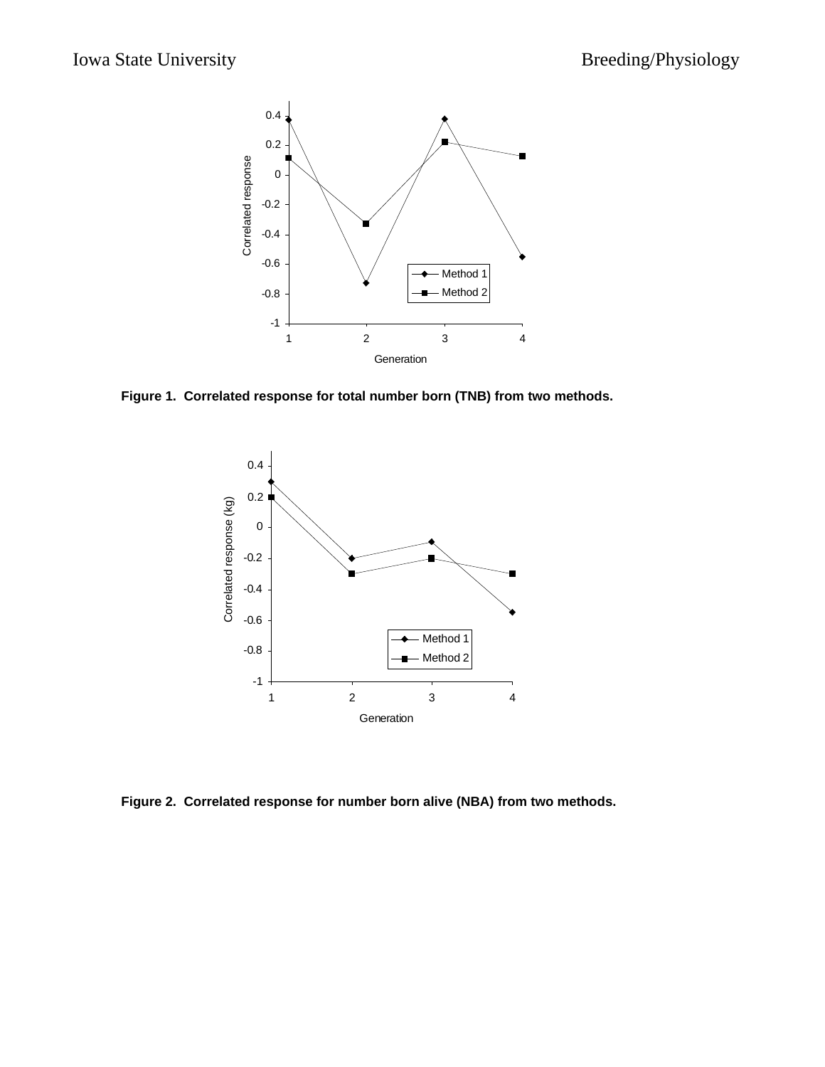**Figure 1. Correlated response for total number born (TNB) from two methods.**

**Figure 2. Correlated response for number born alive (NBA) from two methods.**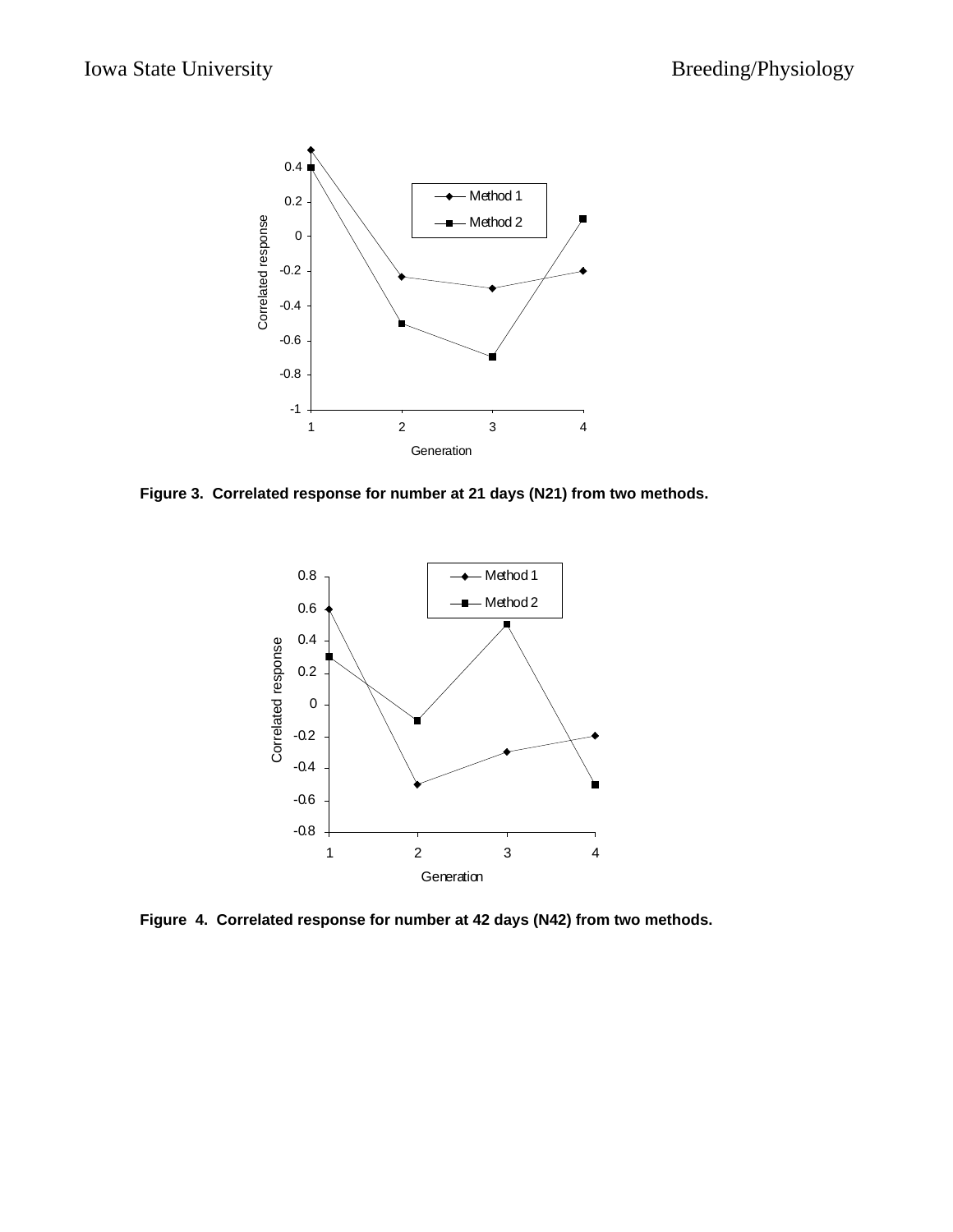**Figure 3. Correlated response for number at 21 days (N21) from two methods.**

**Figure 4. Correlated response for number at 42 days (N42) from two methods.**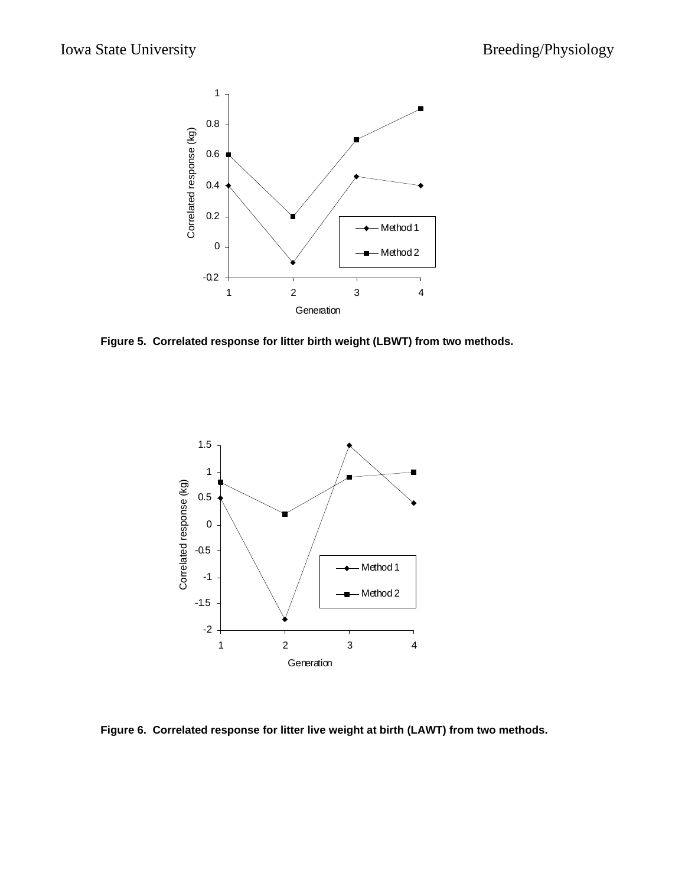**Figure 5. Correlated response for litter birth weight (LBWT) from two methods.**

**Figure 6. Correlated response for litter live weight at birth (LAWT) from two methods.**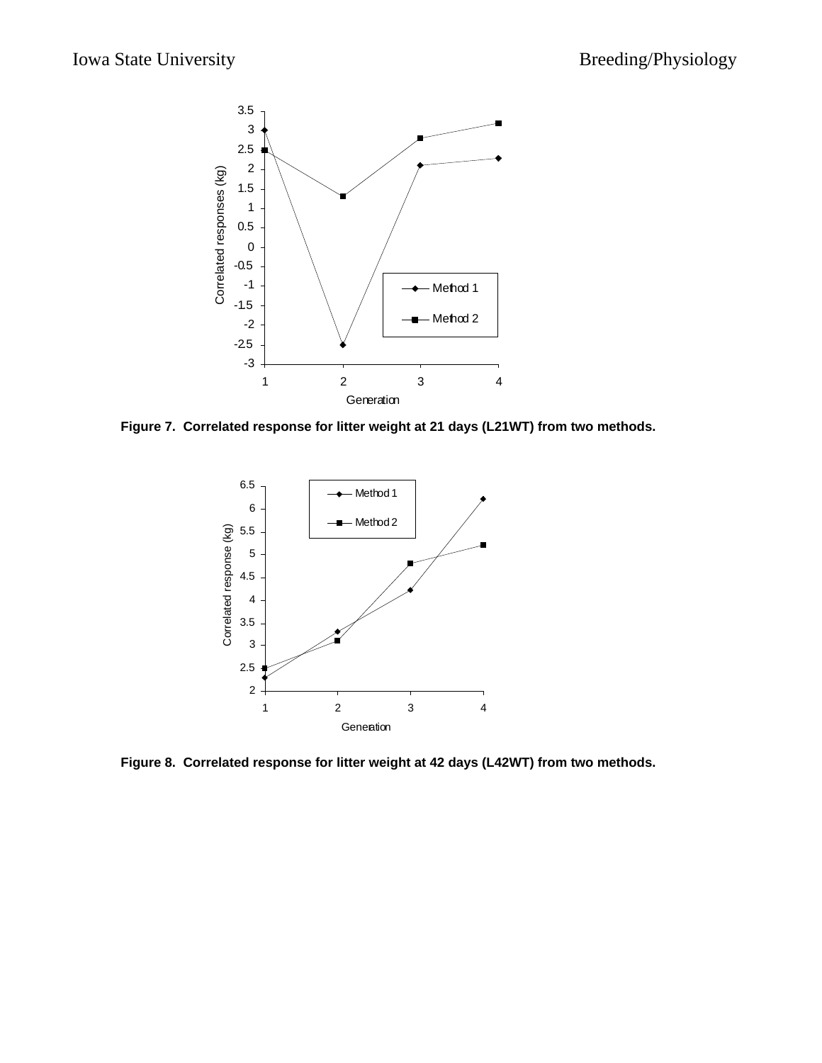**Figure 7. Correlated response for litter weight at 21 days (L21WT) from two methods.**

**Figure 8. Correlated response for litter weight at 42 days (L42WT) from two methods.**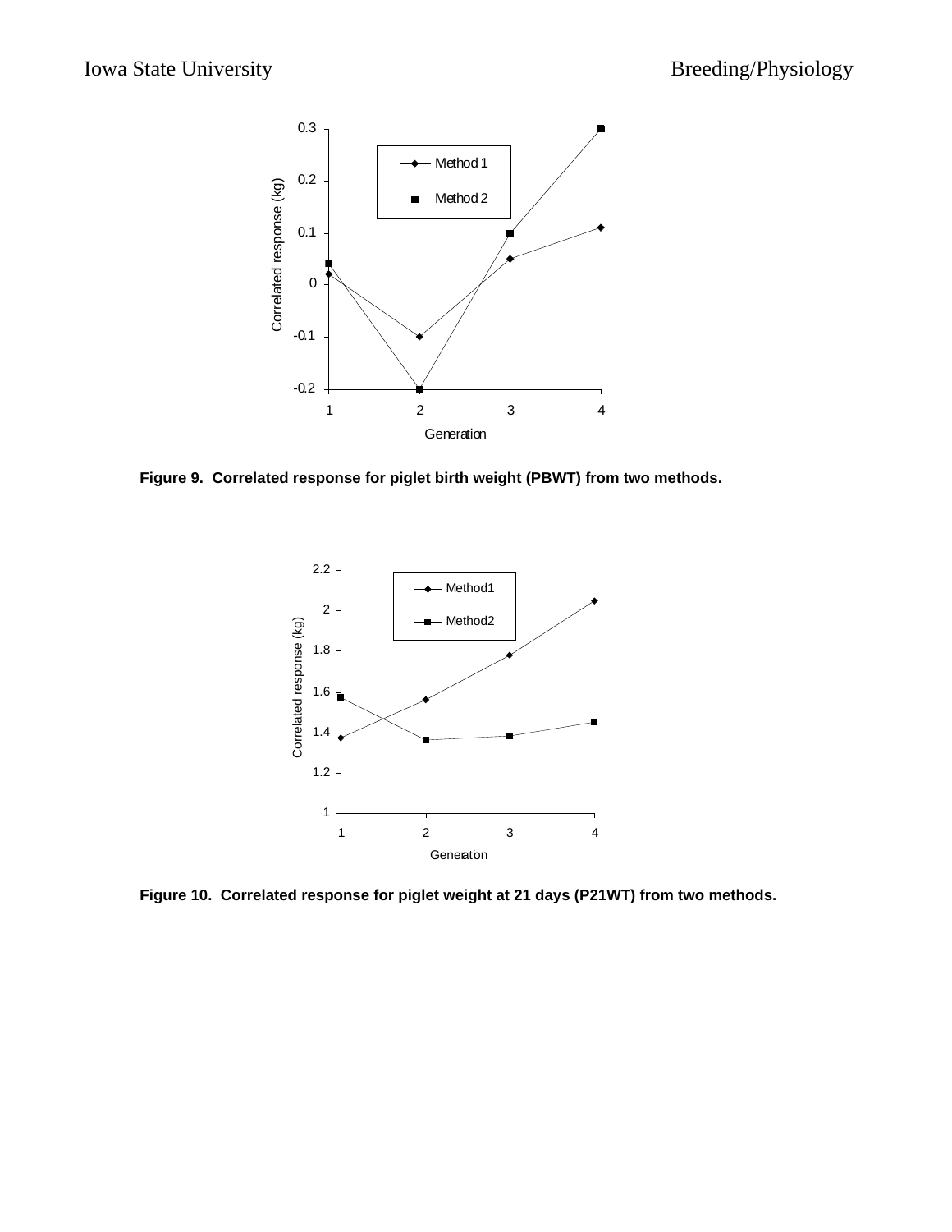Figure 9. Correlated response for piglet birth weight (PBWT) from two methods.

Figure 10. Correlated response for piglet weight at 21 days (P21WT) from two methods.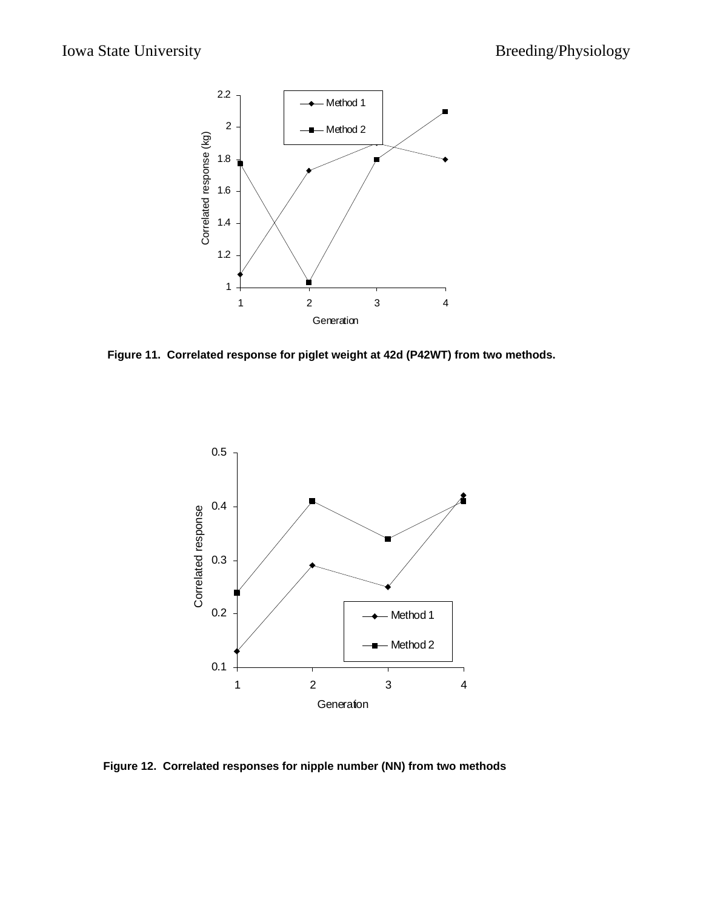**Figure 11. Correlated response for piglet weight at 42d (P42WT) from two methods.**

**Figure 12. Correlated responses for nipple number (NN) from two methods**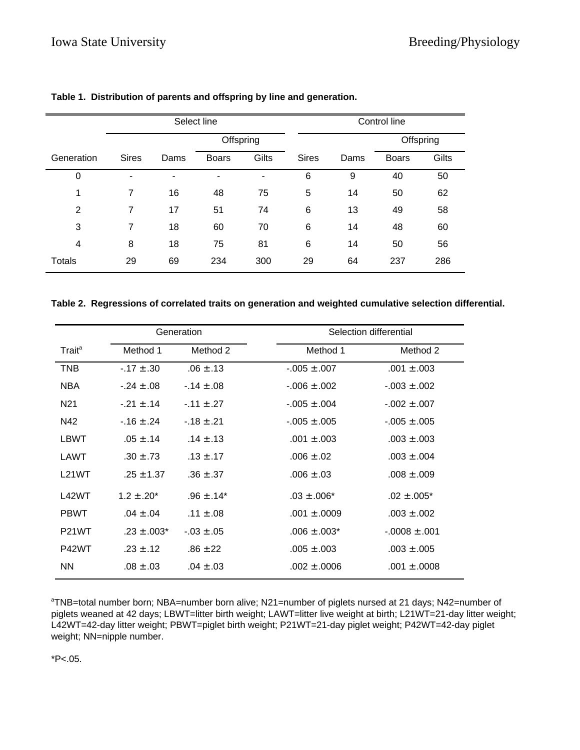**Table 1. Distribution of parents and offspring by line and generation.**

| | Select line | | | | Control line | | | |
|---|---|---|---|---|---|---|---|---|
| | | | Offspring | | | | Offspring | |
| Generation | Sires | Dams | Boars | Gilts | Sires | Dams | Boars | Gilts |
| 0 | - | - | - | - | 6 | 9 | 40 | 50 |
| 1 | 7 | 16 | 48 | 75 | 5 | 14 | 50 | 62 |
| 2 | 7 | 17 | 51 | 74 | 6 | 13 | 49 | 58 |
| 3 | 7 | 18 | 60 | 70 | 6 | 14 | 48 | 60 |
| 4 | 8 | 18 | 75 | 81 | 6 | 14 | 50 | 56 |
| Totals | 29 | 69 | 234 | 300 | 29 | 64 | 237 | 286 |

**Table 2. Regressions of correlated traits on generation and weighted cumulative selection differential.**

| | Generation | | Selection differential | |
|---|---|---|---|---|
| Trait[a] | Method 1 | Method 2 | Method 1 | Method 2 |
| TNB | -.17 ± .30 | .06 ± .13 | -.005 ± .007 | .001 ± .003 |
| NBA | -.24 ± .08 | -.14 ± .08 | -.006 ± .002 | -.003 ± .002 |
| N21 | -.21 ± .14 | -.11 ± .27 | -.005 ± .004 | -.002 ± .007 |
| N42 | -.16 ± .24 | -.18 ± .21 | -.005 ± .005 | -.005 ± .005 |
| LBWT | .05 ± .14 | .14 ± .13 | .001 ± .003 | .003 ± .003 |
| LAWT | .30 ± .73 | .13 ± .17 | .006 ± .02 | .003 ± .004 |
| L21WT | .25 ± 1.37 | .36 ± .37 | .006 ± .03 | .008 ± .009 |
| L42WT | 1.2 ± .20* | .96 ± .14* | .03 ± .006* | .02 ± .005* |
| PBWT | .04 ± .04 | .11 ± .08 | .001 ± .0009 | .003 ± .002 |
| P21WT | .23 ± .003* | -.03 ± .05 | .006 ± .003* | -.0008 ± .001 |
| P42WT | .23 ± .12 | .86 ± 22 | .005 ± .003 | .003 ± .005 |
| NN | .08 ± .03 | .04 ± .03 | .002 ± .0006 | .001 ± .0008 |

[a]TNB=total number born; NBA=number born alive; N21=number of piglets nursed at 21 days; N42=number of piglets weaned at 42 days; LBWT=litter birth weight; LAWT=litter live weight at birth; L21WT=21-day litter weight; L42WT=42-day litter weight; PBWT=piglet birth weight; P21WT=21-day piglet weight; P42WT=42-day piglet weight; NN=nipple number.

*P<.05.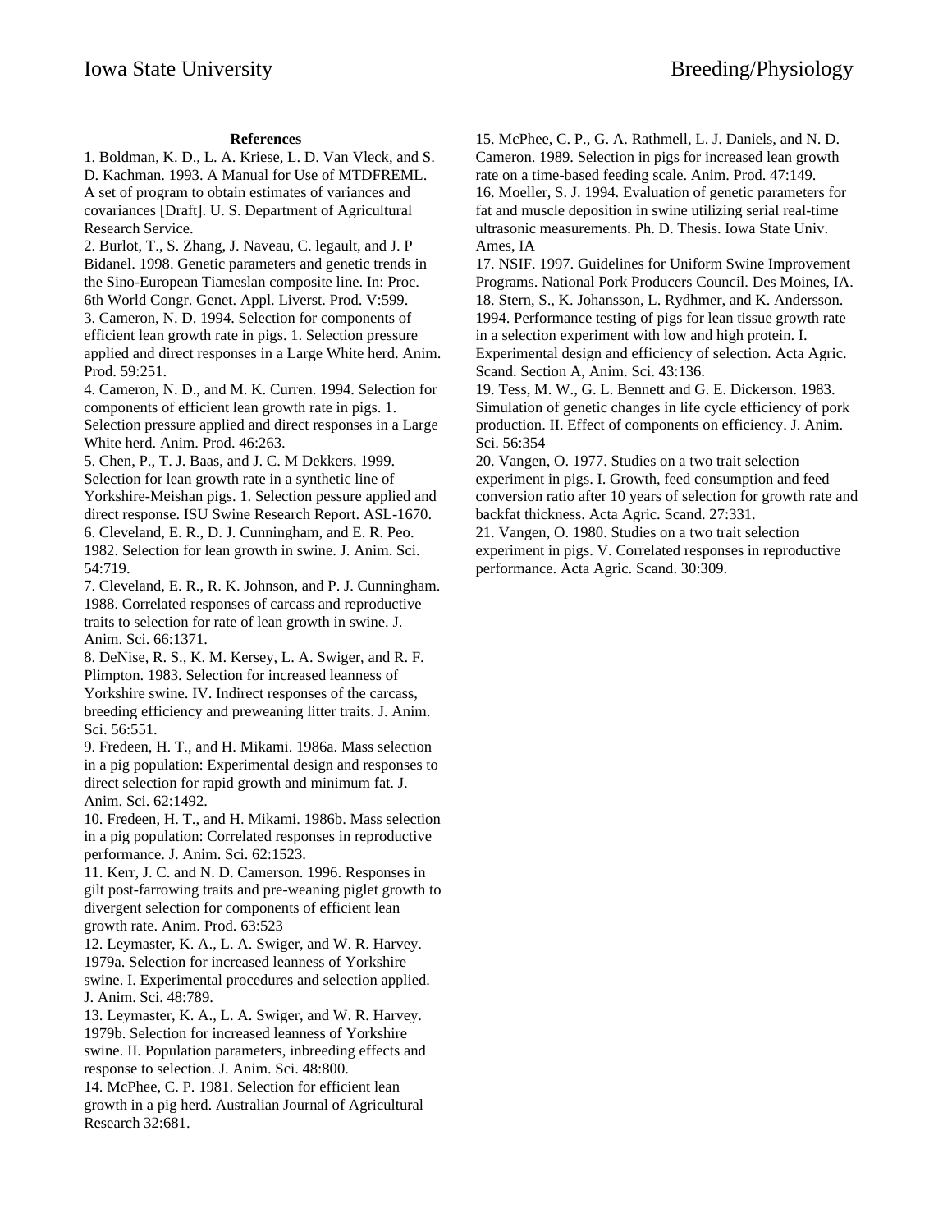**References**

1. Boldman, K. D., L. A. Kriese, L. D. Van Vleck, and S. D. Kachman. 1993. A Manual for Use of MTDFREML. A set of program to obtain estimates of variances and covariances [Draft]. U. S. Department of Agricultural Research Service.

2. Burlot, T., S. Zhang, J. Naveau, C. legault, and J. P Bidanel. 1998. Genetic parameters and genetic trends in the Sino-European Tiameslan composite line. In: Proc. 6th World Congr. Genet. Appl. Liverst. Prod. V:599.

3. Cameron, N. D. 1994. Selection for components of efficient lean growth rate in pigs. 1. Selection pressure applied and direct responses in a Large White herd. Anim. Prod. 59:251.

4. Cameron, N. D., and M. K. Curren. 1994. Selection for components of efficient lean growth rate in pigs. 1. Selection pressure applied and direct responses in a Large White herd. Anim. Prod. 46:263.

5. Chen, P., T. J. Baas, and J. C. M Dekkers. 1999. Selection for lean growth rate in a synthetic line of Yorkshire-Meishan pigs. 1. Selection pessure applied and direct response. ISU Swine Research Report. ASL-1670.

6. Cleveland, E. R., D. J. Cunningham, and E. R. Peo. 1982. Selection for lean growth in swine. J. Anim. Sci. 54:719.

7. Cleveland, E. R., R. K. Johnson, and P. J. Cunningham. 1988. Correlated responses of carcass and reproductive traits to selection for rate of lean growth in swine. J. Anim. Sci. 66:1371.

8. DeNise, R. S., K. M. Kersey, L. A. Swiger, and R. F. Plimpton. 1983. Selection for increased leanness of Yorkshire swine. IV. Indirect responses of the carcass, breeding efficiency and preweaning litter traits. J. Anim. Sci. 56:551.

9. Fredeen, H. T., and H. Mikami. 1986a. Mass selection in a pig population: Experimental design and responses to direct selection for rapid growth and minimum fat. J. Anim. Sci. 62:1492.

10. Fredeen, H. T., and H. Mikami. 1986b. Mass selection in a pig population: Correlated responses in reproductive performance. J. Anim. Sci. 62:1523.

11. Kerr, J. C. and N. D. Camerson. 1996. Responses in gilt post-farrowing traits and pre-weaning piglet growth to divergent selection for components of efficient lean growth rate. Anim. Prod. 63:523

12. Leymaster, K. A., L. A. Swiger, and W. R. Harvey. 1979a. Selection for increased leanness of Yorkshire swine. I. Experimental procedures and selection applied. J. Anim. Sci. 48:789.

13. Leymaster, K. A., L. A. Swiger, and W. R. Harvey. 1979b. Selection for increased leanness of Yorkshire swine. II. Population parameters, inbreeding effects and response to selection. J. Anim. Sci. 48:800.

14. McPhee, C. P. 1981. Selection for efficient lean growth in a pig herd. Australian Journal of Agricultural Research 32:681.

15. McPhee, C. P., G. A. Rathmell, L. J. Daniels, and N. D. Cameron. 1989. Selection in pigs for increased lean growth rate on a time-based feeding scale. Anim. Prod. 47:149.

16. Moeller, S. J. 1994. Evaluation of genetic parameters for fat and muscle deposition in swine utilizing serial real-time ultrasonic measurements. Ph. D. Thesis. Iowa State Univ. Ames, IA

17. NSIF. 1997. Guidelines for Uniform Swine Improvement Programs. National Pork Producers Council. Des Moines, IA.

18. Stern, S., K. Johansson, L. Rydhmer, and K. Andersson. 1994. Performance testing of pigs for lean tissue growth rate in a selection experiment with low and high protein. I. Experimental design and efficiency of selection. Acta Agric. Scand. Section A, Anim. Sci. 43:136.

19. Tess, M. W., G. L. Bennett and G. E. Dickerson. 1983. Simulation of genetic changes in life cycle efficiency of pork production. II. Effect of components on efficiency. J. Anim. Sci. 56:354

20. Vangen, O. 1977. Studies on a two trait selection experiment in pigs. I. Growth, feed consumption and feed conversion ratio after 10 years of selection for growth rate and backfat thickness. Acta Agric. Scand. 27:331.

21. Vangen, O. 1980. Studies on a two trait selection experiment in pigs. V. Correlated responses in reproductive performance. Acta Agric. Scand. 30:309.